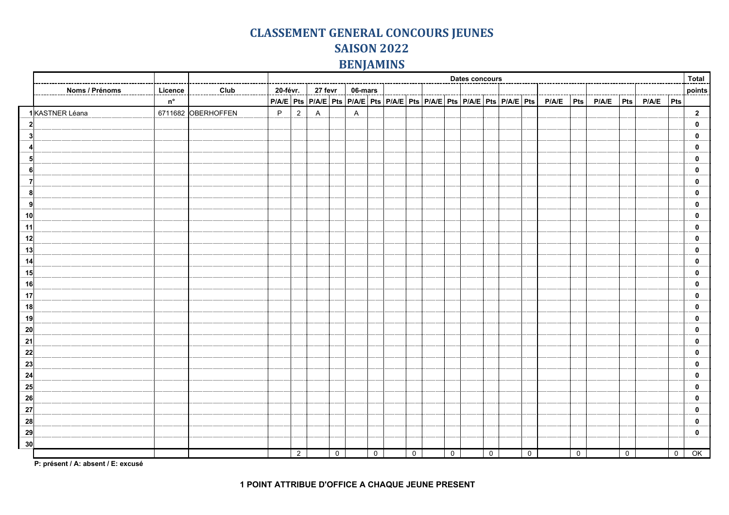# CLASSEMENT GENERAL CONCOURS JEUNES

## SAISON 2022

## BENJAMINS

| | Noms / Prénoms | Licence n° | Club | 20-févr. | | 27 fevr | | 06-mars | | | | | | | | | | | | | | | | | | Total points |
|---|---|---|---|---|---|---|---|---|---|---|---|---|---|---|---|---|---|---|---|---|---|---|---|---|---|---|
| | | | | P/A/E | Pts | P/A/E | Pts | P/A/E | Pts | P/A/E | Pts | P/A/E | Pts | P/A/E | Pts | P/A/E | Pts | P/A/E | Pts | P/A/E | Pts | P/A/E | Pts | | | |
| 1 | KASTNER Léana | 6711682 | OBERHOFFEN | P | 2 | A | | A | | | | | | | | | | | | | | | | | | 2 |
| 2 | | | | | | | | | | | | | | | | | | | | | | | | | | 0 |
| 3 | | | | | | | | | | | | | | | | | | | | | | | | | | 0 |
| 4 | | | | | | | | | | | | | | | | | | | | | | | | | | 0 |
| 5 | | | | | | | | | | | | | | | | | | | | | | | | | | 0 |
| 6 | | | | | | | | | | | | | | | | | | | | | | | | | | 0 |
| 7 | | | | | | | | | | | | | | | | | | | | | | | | | | 0 |
| 8 | | | | | | | | | | | | | | | | | | | | | | | | | | 0 |
| 9 | | | | | | | | | | | | | | | | | | | | | | | | | | 0 |
| 10 | | | | | | | | | | | | | | | | | | | | | | | | | | 0 |
| 11 | | | | | | | | | | | | | | | | | | | | | | | | | | 0 |
| 12 | | | | | | | | | | | | | | | | | | | | | | | | | | 0 |
| 13 | | | | | | | | | | | | | | | | | | | | | | | | | | 0 |
| 14 | | | | | | | | | | | | | | | | | | | | | | | | | | 0 |
| 15 | | | | | | | | | | | | | | | | | | | | | | | | | | 0 |
| 16 | | | | | | | | | | | | | | | | | | | | | | | | | | 0 |
| 17 | | | | | | | | | | | | | | | | | | | | | | | | | | 0 |
| 18 | | | | | | | | | | | | | | | | | | | | | | | | | | 0 |
| 19 | | | | | | | | | | | | | | | | | | | | | | | | | | 0 |
| 20 | | | | | | | | | | | | | | | | | | | | | | | | | | 0 |
| 21 | | | | | | | | | | | | | | | | | | | | | | | | | | 0 |
| 22 | | | | | | | | | | | | | | | | | | | | | | | | | | 0 |
| 23 | | | | | | | | | | | | | | | | | | | | | | | | | | 0 |
| 24 | | | | | | | | | | | | | | | | | | | | | | | | | | 0 |
| 25 | | | | | | | | | | | | | | | | | | | | | | | | | | 0 |
| 26 | | | | | | | | | | | | | | | | | | | | | | | | | | 0 |
| 27 | | | | | | | | | | | | | | | | | | | | | | | | | | 0 |
| 28 | | | | | | | | | | | | | | | | | | | | | | | | | | 0 |
| 29 | | | | | | | | | | | | | | | | | | | | | | | | | | 0 |
| 30 | | | | | | | | | | | | | | | | | | | | | | | | | | |
| | | | | | 2 | | 0 | | 0 | | 0 | | 0 | | 0 | | 0 | | 0 | | 0 | | 0 | | | OK |

**P: présent / A: absent / E: excusé**

**1 POINT ATTRIBUE D'OFFICE A CHAQUE JEUNE PRESENT**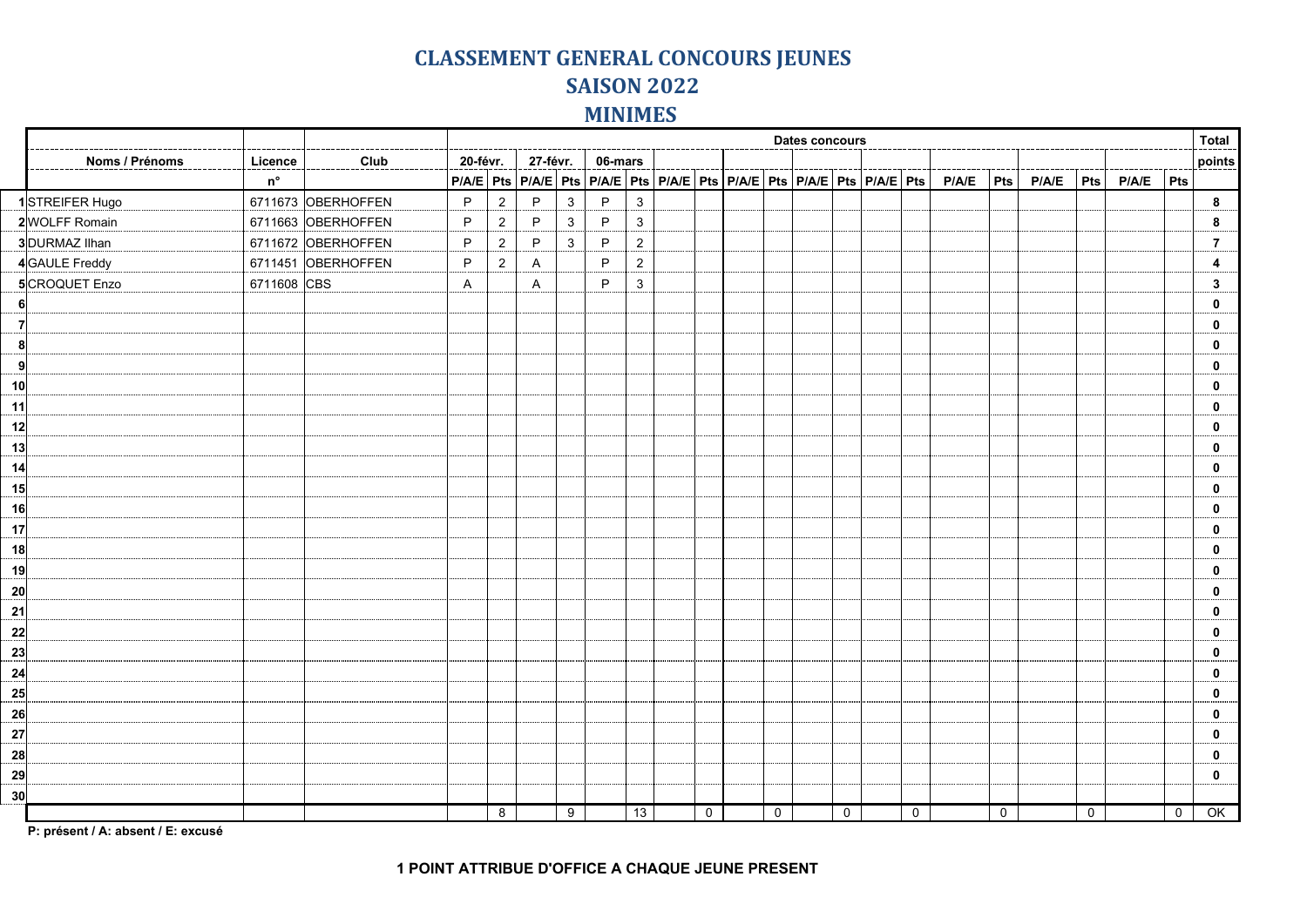# CLASSEMENT GENERAL CONCOURS JEUNES

## SAISON 2022

## MINIMES

| | | | | Dates concours | | | | | | | | | | | | | | | | | | | | Total |
|---|---|---|---|---|---|---|---|---|---|---|---|---|---|---|---|---|---|---|---|---|---|---|---|---|
| | Noms / Prénoms | Licence | Club | 20-févr. | | 27-févr. | | 06-mars | | | | | | | | | | | | | | | | points |
| | | n° | | P/A/E | Pts | P/A/E | Pts | P/A/E | Pts | P/A/E | Pts | P/A/E | Pts | P/A/E | Pts | P/A/E | Pts | P/A/E | Pts | P/A/E | Pts | P/A/E | Pts | |
| 1 | STREIFER Hugo | 6711673 | OBERHOFFEN | P | 2 | P | 3 | P | 3 | | | | | | | | | | | | | | | 8 |
| 2 | WOLFF Romain | 6711663 | OBERHOFFEN | P | 2 | P | 3 | P | 3 | | | | | | | | | | | | | | | 8 |
| 3 | DURMAZ Ilhan | 6711672 | OBERHOFFEN | P | 2 | P | 3 | P | 2 | | | | | | | | | | | | | | | 7 |
| 4 | GAULE Freddy | 6711451 | OBERHOFFEN | P | 2 | A | | P | 2 | | | | | | | | | | | | | | | 4 |
| 5 | CROQUET Enzo | 6711608 | CBS | A | | A | | P | 3 | | | | | | | | | | | | | | | 3 |
| 6 | | | | | | | | | | | | | | | | | | | | | | | | 0 |
| 7 | | | | | | | | | | | | | | | | | | | | | | | | 0 |
| 8 | | | | | | | | | | | | | | | | | | | | | | | | 0 |
| 9 | | | | | | | | | | | | | | | | | | | | | | | | 0 |
| 10 | | | | | | | | | | | | | | | | | | | | | | | | 0 |
| 11 | | | | | | | | | | | | | | | | | | | | | | | | 0 |
| 12 | | | | | | | | | | | | | | | | | | | | | | | | 0 |
| 13 | | | | | | | | | | | | | | | | | | | | | | | | 0 |
| 14 | | | | | | | | | | | | | | | | | | | | | | | | 0 |
| 15 | | | | | | | | | | | | | | | | | | | | | | | | 0 |
| 16 | | | | | | | | | | | | | | | | | | | | | | | | 0 |
| 17 | | | | | | | | | | | | | | | | | | | | | | | | 0 |
| 18 | | | | | | | | | | | | | | | | | | | | | | | | 0 |
| 19 | | | | | | | | | | | | | | | | | | | | | | | | 0 |
| 20 | | | | | | | | | | | | | | | | | | | | | | | | 0 |
| 21 | | | | | | | | | | | | | | | | | | | | | | | | 0 |
| 22 | | | | | | | | | | | | | | | | | | | | | | | | 0 |
| 23 | | | | | | | | | | | | | | | | | | | | | | | | 0 |
| 24 | | | | | | | | | | | | | | | | | | | | | | | | 0 |
| 25 | | | | | | | | | | | | | | | | | | | | | | | | 0 |
| 26 | | | | | | | | | | | | | | | | | | | | | | | | 0 |
| 27 | | | | | | | | | | | | | | | | | | | | | | | | 0 |
| 28 | | | | | | | | | | | | | | | | | | | | | | | | 0 |
| 29 | | | | | | | | | | | | | | | | | | | | | | | | 0 |
| 30 | | | | | | | | | | | | | | | | | | | | | | | | |
| | | | | | 8 | | 9 | | 13 | | 0 | | 0 | | 0 | | 0 | | 0 | | 0 | | 0 | OK |

**P: présent / A: absent / E: excusé**

**1 POINT ATTRIBUE D'OFFICE A CHAQUE JEUNE PRESENT**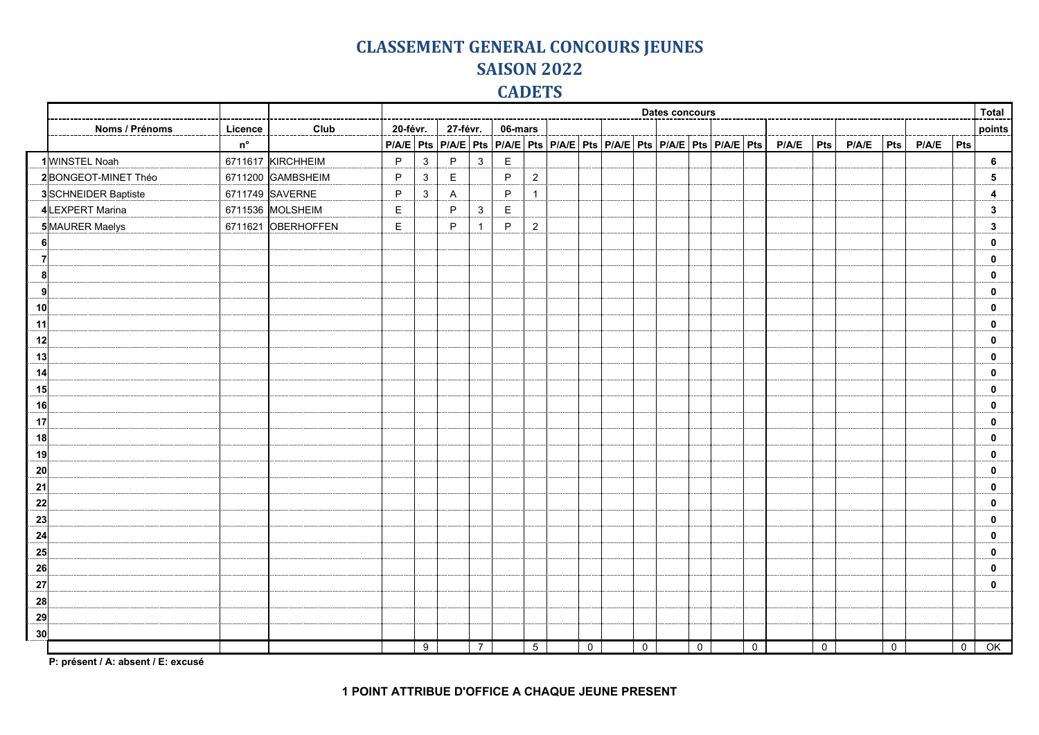# CLASSEMENT GENERAL CONCOURS JEUNES

## SAISON 2022

## CADETS

| | | | | Dates concours | | | | | | | | | | | | | | | | | | | Total |
|---|---|---|---|---|---|---|---|---|---|---|---|---|---|---|---|---|---|---|---|---|---|---|---|
| | Noms / Prénoms | Licence | Club | 20-févr. | | 27-févr. | | 06-mars | | | | | | | | | | | | | | | points |
| | | n° | | P/A/E | Pts | P/A/E | Pts | P/A/E | Pts | P/A/E | Pts | P/A/E | Pts | P/A/E | Pts | P/A/E | Pts | P/A/E | Pts | P/A/E | Pts | P/A/E | Pts | |
| 1 | WINSTEL Noah | 6711617 | KIRCHHEIM | P | 3 | P | 3 | E | | | | | | | | | | | | | | | | 6 |
| 2 | BONGEOT-MINET Théo | 6711200 | GAMBSHEIM | P | 3 | E | | P | 2 | | | | | | | | | | | | | | | 5 |
| 3 | SCHNEIDER Baptiste | 6711749 | SAVERNE | P | 3 | A | | P | 1 | | | | | | | | | | | | | | | 4 |
| 4 | LEXPERT Marina | 6711536 | MOLSHEIM | E | | P | 3 | E | | | | | | | | | | | | | | | | 3 |
| 5 | MAURER Maelys | 6711621 | OBERHOFFEN | E | | P | 1 | P | 2 | | | | | | | | | | | | | | | 3 |
| 6 | | | | | | | | | | | | | | | | | | | | | | | | 0 |
| 7 | | | | | | | | | | | | | | | | | | | | | | | | 0 |
| 8 | | | | | | | | | | | | | | | | | | | | | | | | 0 |
| 9 | | | | | | | | | | | | | | | | | | | | | | | | 0 |
| 10 | | | | | | | | | | | | | | | | | | | | | | | | 0 |
| 11 | | | | | | | | | | | | | | | | | | | | | | | | 0 |
| 12 | | | | | | | | | | | | | | | | | | | | | | | | 0 |
| 13 | | | | | | | | | | | | | | | | | | | | | | | | 0 |
| 14 | | | | | | | | | | | | | | | | | | | | | | | | 0 |
| 15 | | | | | | | | | | | | | | | | | | | | | | | | 0 |
| 16 | | | | | | | | | | | | | | | | | | | | | | | | 0 |
| 17 | | | | | | | | | | | | | | | | | | | | | | | | 0 |
| 18 | | | | | | | | | | | | | | | | | | | | | | | | 0 |
| 19 | | | | | | | | | | | | | | | | | | | | | | | | 0 |
| 20 | | | | | | | | | | | | | | | | | | | | | | | | 0 |
| 21 | | | | | | | | | | | | | | | | | | | | | | | | 0 |
| 22 | | | | | | | | | | | | | | | | | | | | | | | | 0 |
| 23 | | | | | | | | | | | | | | | | | | | | | | | | 0 |
| 24 | | | | | | | | | | | | | | | | | | | | | | | | 0 |
| 25 | | | | | | | | | | | | | | | | | | | | | | | | 0 |
| 26 | | | | | | | | | | | | | | | | | | | | | | | | 0 |
| 27 | | | | | | | | | | | | | | | | | | | | | | | | 0 |
| 28 | | | | | | | | | | | | | | | | | | | | | | | | |
| 29 | | | | | | | | | | | | | | | | | | | | | | | | |
| 30 | | | | | | | | | | | | | | | | | | | | | | | | |
| | | | | | 9 | | 7 | | 5 | | 0 | | 0 | | 0 | | 0 | | 0 | | 0 | | 0 | OK |

**P: présent / A: absent / E: excusé**

**1 POINT ATTRIBUE D'OFFICE A CHAQUE JEUNE PRESENT**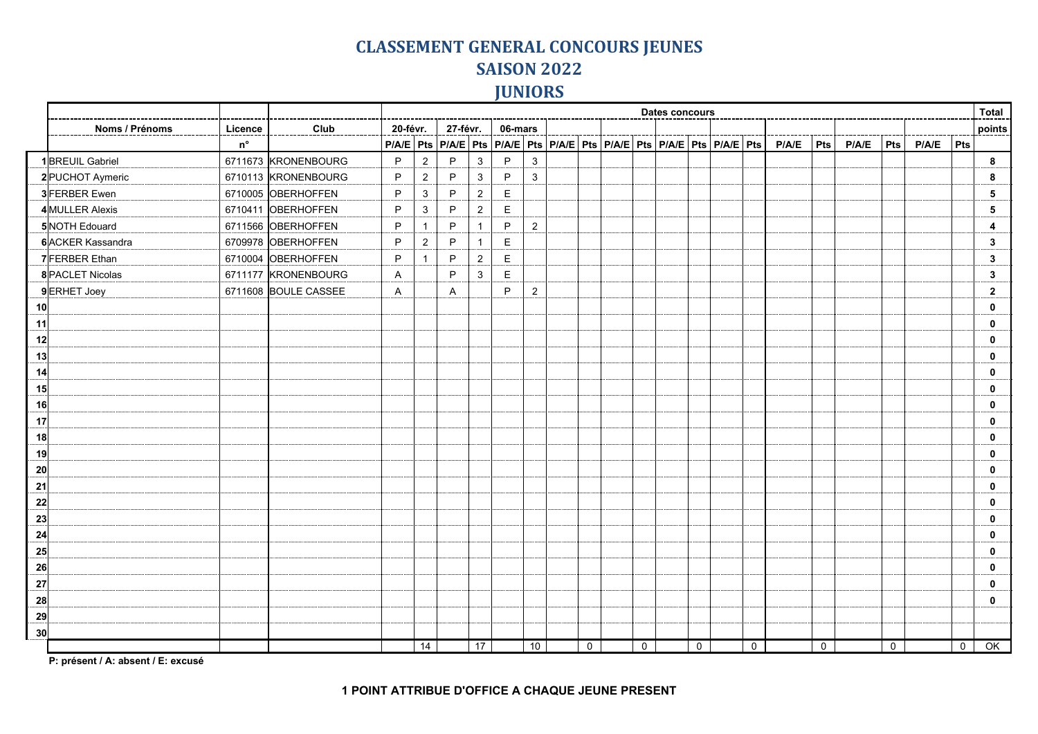# CLASSEMENT GENERAL CONCOURS JEUNES

## SAISON 2022

## JUNIORS

| | Noms / Prénoms | Licence n° | Club | 20-févr. P/A/E | Pts | 27-févr. P/A/E | Pts | 06-mars P/A/E | Pts | P/A/E | Pts | P/A/E | Pts | P/A/E | Pts | P/A/E | Pts | P/A/E | Pts | P/A/E | Pts | P/A/E | Pts | Total points |
|---|---|---|---|---|---|---|---|---|---|---|---|---|---|---|---|---|---|---|---|---|---|---|---|---|
| 1 | BREUIL Gabriel | 6711673 | KRONENBOURG | P | 2 | P | 3 | P | 3 | | | | | | | | | | | | | | | 8 |
| 2 | PUCHOT Aymeric | 6710113 | KRONENBOURG | P | 2 | P | 3 | P | 3 | | | | | | | | | | | | | | | 8 |
| 3 | FERBER Ewen | 6710005 | OBERHOFFEN | P | 3 | P | 2 | E | | | | | | | | | | | | | | | | 5 |
| 4 | MULLER Alexis | 6710411 | OBERHOFFEN | P | 3 | P | 2 | E | | | | | | | | | | | | | | | | 5 |
| 5 | NOTH Edouard | 6711566 | OBERHOFFEN | P | 1 | P | 1 | P | 2 | | | | | | | | | | | | | | | 4 |
| 6 | ACKER Kassandra | 6709978 | OBERHOFFEN | P | 2 | P | 1 | E | | | | | | | | | | | | | | | | 3 |
| 7 | FERBER Ethan | 6710004 | OBERHOFFEN | P | 1 | P | 2 | E | | | | | | | | | | | | | | | | 3 |
| 8 | PACLET Nicolas | 6711177 | KRONENBOURG | A | | P | 3 | E | | | | | | | | | | | | | | | | 3 |
| 9 | ERHET Joey | 6711608 | BOULE CASSEE | A | | A | | P | 2 | | | | | | | | | | | | | | | 2 |
| 10 | | | | | | | | | | | | | | | | | | | | | | | | 0 |
| 11 | | | | | | | | | | | | | | | | | | | | | | | | 0 |
| 12 | | | | | | | | | | | | | | | | | | | | | | | | 0 |
| 13 | | | | | | | | | | | | | | | | | | | | | | | | 0 |
| 14 | | | | | | | | | | | | | | | | | | | | | | | | 0 |
| 15 | | | | | | | | | | | | | | | | | | | | | | | | 0 |
| 16 | | | | | | | | | | | | | | | | | | | | | | | | 0 |
| 17 | | | | | | | | | | | | | | | | | | | | | | | | 0 |
| 18 | | | | | | | | | | | | | | | | | | | | | | | | 0 |
| 19 | | | | | | | | | | | | | | | | | | | | | | | | 0 |
| 20 | | | | | | | | | | | | | | | | | | | | | | | | 0 |
| 21 | | | | | | | | | | | | | | | | | | | | | | | | 0 |
| 22 | | | | | | | | | | | | | | | | | | | | | | | | 0 |
| 23 | | | | | | | | | | | | | | | | | | | | | | | | 0 |
| 24 | | | | | | | | | | | | | | | | | | | | | | | | 0 |
| 25 | | | | | | | | | | | | | | | | | | | | | | | | 0 |
| 26 | | | | | | | | | | | | | | | | | | | | | | | | 0 |
| 27 | | | | | | | | | | | | | | | | | | | | | | | | 0 |
| 28 | | | | | | | | | | | | | | | | | | | | | | | | 0 |
| 29 | | | | | | | | | | | | | | | | | | | | | | | | |
| 30 | | | | | | | | | | | | | | | | | | | | | | | | |
| | | | | | 14 | | 17 | | 10 | | 0 | | 0 | | 0 | | 0 | | 0 | | 0 | | 0 | OK |

**P: présent / A: absent / E: excusé**

**1 POINT ATTRIBUE D'OFFICE A CHAQUE JEUNE PRESENT**